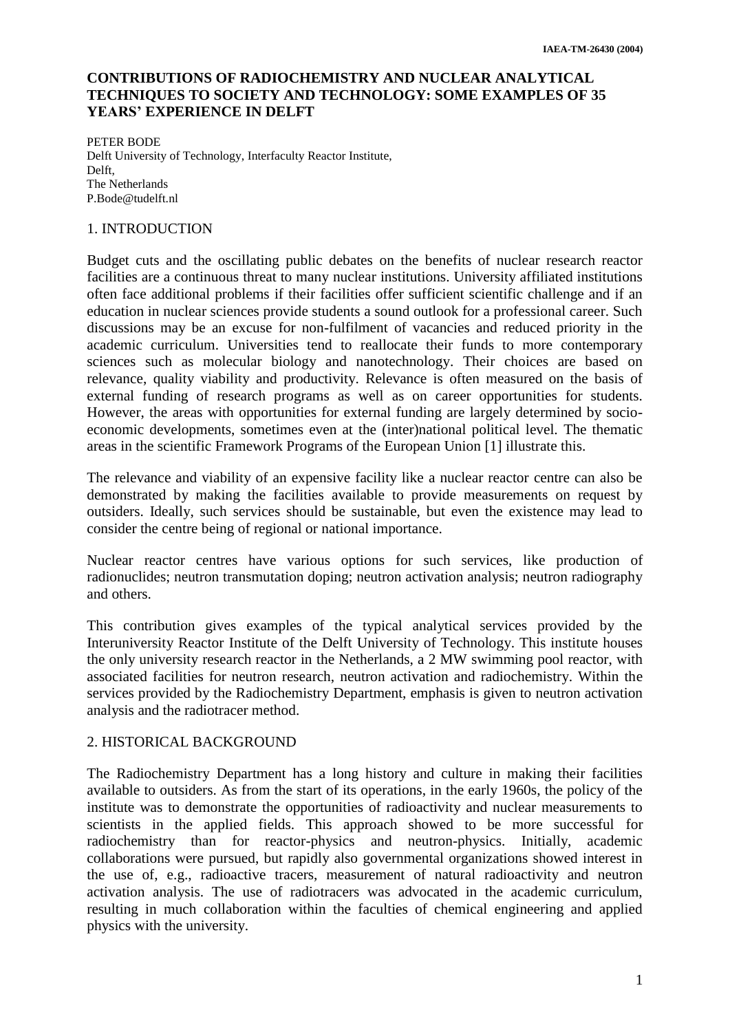# CONTRIBUTIONS OF RADIOCHEMISTRY AND NUCLEAR ANALYTICAL TECHNIQUES TO SOCIETY AND TECHNOLOGY: SOME EXAMPLES OF 35 YEARS' EXPERIENCE IN DELFT

PETER BODE
Delft University of Technology, Interfaculty Reactor Institute,
Delft,
The Netherlands
P.Bode@tudelft.nl

## 1. INTRODUCTION

Budget cuts and the oscillating public debates on the benefits of nuclear research reactor facilities are a continuous threat to many nuclear institutions. University affiliated institutions often face additional problems if their facilities offer sufficient scientific challenge and if an education in nuclear sciences provide students a sound outlook for a professional career. Such discussions may be an excuse for non-fulfilment of vacancies and reduced priority in the academic curriculum. Universities tend to reallocate their funds to more contemporary sciences such as molecular biology and nanotechnology. Their choices are based on relevance, quality viability and productivity. Relevance is often measured on the basis of external funding of research programs as well as on career opportunities for students. However, the areas with opportunities for external funding are largely determined by socio-economic developments, sometimes even at the (inter)national political level. The thematic areas in the scientific Framework Programs of the European Union [1] illustrate this.

The relevance and viability of an expensive facility like a nuclear reactor centre can also be demonstrated by making the facilities available to provide measurements on request by outsiders. Ideally, such services should be sustainable, but even the existence may lead to consider the centre being of regional or national importance.

Nuclear reactor centres have various options for such services, like production of radionuclides; neutron transmutation doping; neutron activation analysis; neutron radiography and others.

This contribution gives examples of the typical analytical services provided by the Interuniversity Reactor Institute of the Delft University of Technology. This institute houses the only university research reactor in the Netherlands, a 2 MW swimming pool reactor, with associated facilities for neutron research, neutron activation and radiochemistry. Within the services provided by the Radiochemistry Department, emphasis is given to neutron activation analysis and the radiotracer method.

## 2. HISTORICAL BACKGROUND

The Radiochemistry Department has a long history and culture in making their facilities available to outsiders. As from the start of its operations, in the early 1960s, the policy of the institute was to demonstrate the opportunities of radioactivity and nuclear measurements to scientists in the applied fields. This approach showed to be more successful for radiochemistry than for reactor-physics and neutron-physics. Initially, academic collaborations were pursued, but rapidly also governmental organizations showed interest in the use of, e.g., radioactive tracers, measurement of natural radioactivity and neutron activation analysis. The use of radiotracers was advocated in the academic curriculum, resulting in much collaboration within the faculties of chemical engineering and applied physics with the university.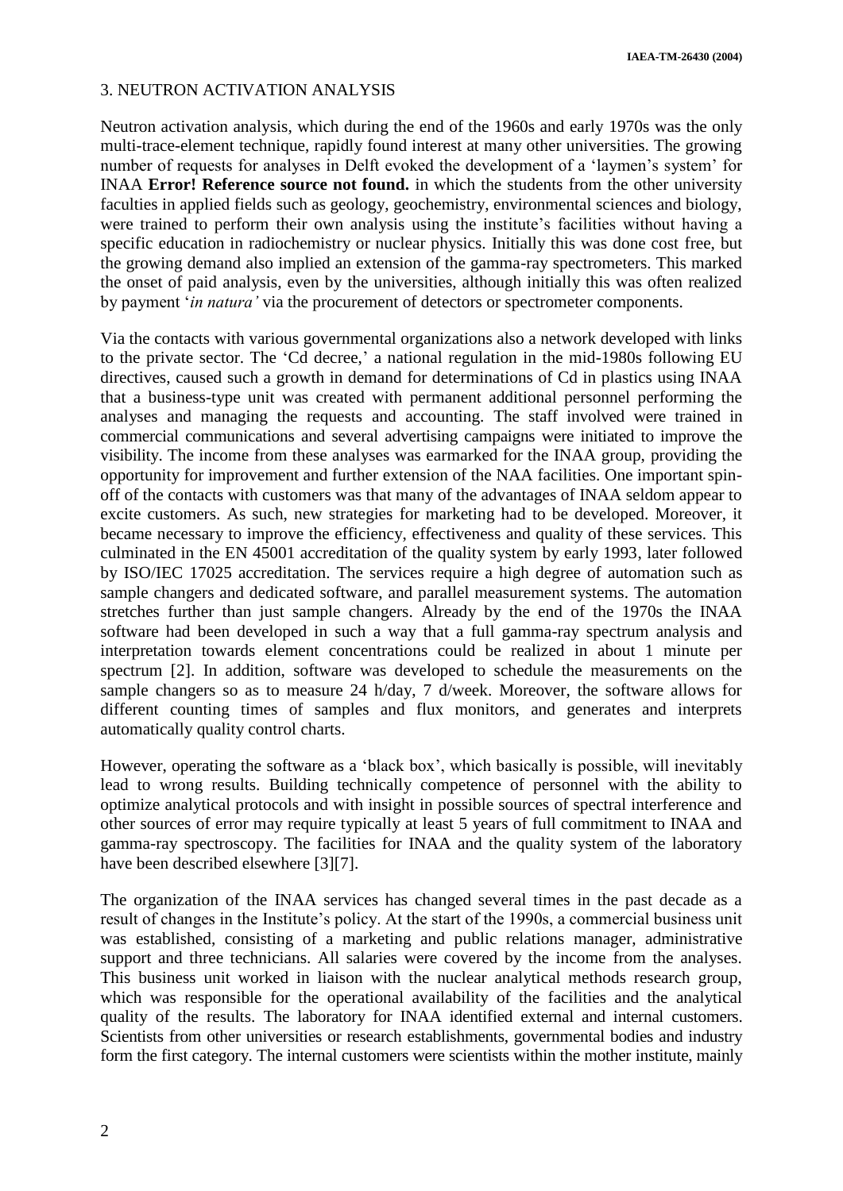## 3. NEUTRON ACTIVATION ANALYSIS

Neutron activation analysis, which during the end of the 1960s and early 1970s was the only multi-trace-element technique, rapidly found interest at many other universities. The growing number of requests for analyses in Delft evoked the development of a 'laymen's system' for INAA **Error! Reference source not found.** in which the students from the other university faculties in applied fields such as geology, geochemistry, environmental sciences and biology, were trained to perform their own analysis using the institute's facilities without having a specific education in radiochemistry or nuclear physics. Initially this was done cost free, but the growing demand also implied an extension of the gamma-ray spectrometers. This marked the onset of paid analysis, even by the universities, although initially this was often realized by payment '*in natura'* via the procurement of detectors or spectrometer components.

Via the contacts with various governmental organizations also a network developed with links to the private sector. The 'Cd decree,' a national regulation in the mid-1980s following EU directives, caused such a growth in demand for determinations of Cd in plastics using INAA that a business-type unit was created with permanent additional personnel performing the analyses and managing the requests and accounting. The staff involved were trained in commercial communications and several advertising campaigns were initiated to improve the visibility. The income from these analyses was earmarked for the INAA group, providing the opportunity for improvement and further extension of the NAA facilities. One important spin-off of the contacts with customers was that many of the advantages of INAA seldom appear to excite customers. As such, new strategies for marketing had to be developed. Moreover, it became necessary to improve the efficiency, effectiveness and quality of these services. This culminated in the EN 45001 accreditation of the quality system by early 1993, later followed by ISO/IEC 17025 accreditation. The services require a high degree of automation such as sample changers and dedicated software, and parallel measurement systems. The automation stretches further than just sample changers. Already by the end of the 1970s the INAA software had been developed in such a way that a full gamma-ray spectrum analysis and interpretation towards element concentrations could be realized in about 1 minute per spectrum [2]. In addition, software was developed to schedule the measurements on the sample changers so as to measure 24 h/day, 7 d/week. Moreover, the software allows for different counting times of samples and flux monitors, and generates and interprets automatically quality control charts.

However, operating the software as a 'black box', which basically is possible, will inevitably lead to wrong results. Building technically competence of personnel with the ability to optimize analytical protocols and with insight in possible sources of spectral interference and other sources of error may require typically at least 5 years of full commitment to INAA and gamma-ray spectroscopy. The facilities for INAA and the quality system of the laboratory have been described elsewhere [3][7].

The organization of the INAA services has changed several times in the past decade as a result of changes in the Institute's policy. At the start of the 1990s, a commercial business unit was established, consisting of a marketing and public relations manager, administrative support and three technicians. All salaries were covered by the income from the analyses. This business unit worked in liaison with the nuclear analytical methods research group, which was responsible for the operational availability of the facilities and the analytical quality of the results. The laboratory for INAA identified external and internal customers. Scientists from other universities or research establishments, governmental bodies and industry form the first category. The internal customers were scientists within the mother institute, mainly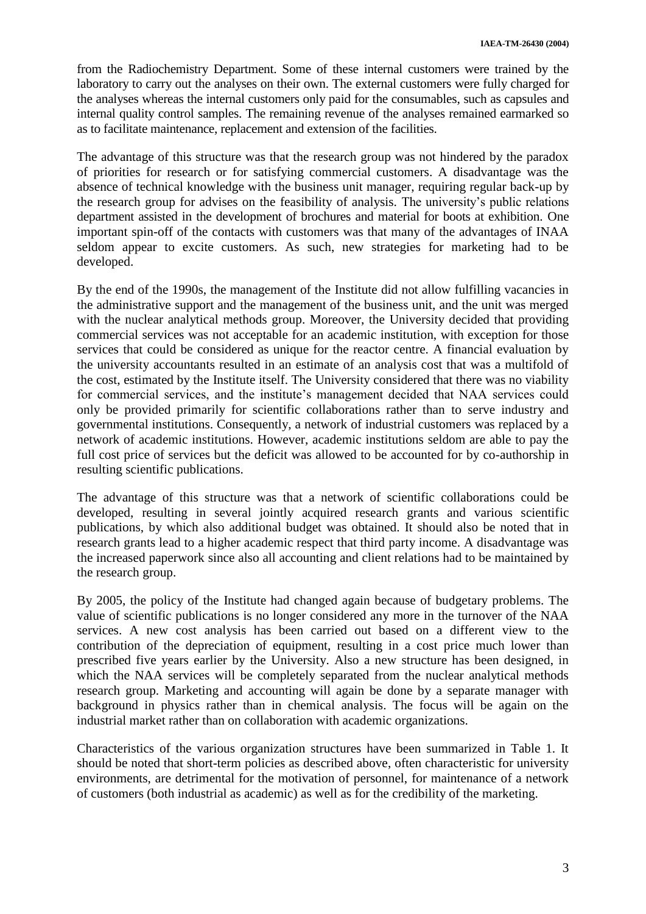from the Radiochemistry Department. Some of these internal customers were trained by the laboratory to carry out the analyses on their own. The external customers were fully charged for the analyses whereas the internal customers only paid for the consumables, such as capsules and internal quality control samples. The remaining revenue of the analyses remained earmarked so as to facilitate maintenance, replacement and extension of the facilities.

The advantage of this structure was that the research group was not hindered by the paradox of priorities for research or for satisfying commercial customers. A disadvantage was the absence of technical knowledge with the business unit manager, requiring regular back-up by the research group for advises on the feasibility of analysis. The university's public relations department assisted in the development of brochures and material for boots at exhibition. One important spin-off of the contacts with customers was that many of the advantages of INAA seldom appear to excite customers. As such, new strategies for marketing had to be developed.

By the end of the 1990s, the management of the Institute did not allow fulfilling vacancies in the administrative support and the management of the business unit, and the unit was merged with the nuclear analytical methods group. Moreover, the University decided that providing commercial services was not acceptable for an academic institution, with exception for those services that could be considered as unique for the reactor centre. A financial evaluation by the university accountants resulted in an estimate of an analysis cost that was a multifold of the cost, estimated by the Institute itself. The University considered that there was no viability for commercial services, and the institute's management decided that NAA services could only be provided primarily for scientific collaborations rather than to serve industry and governmental institutions. Consequently, a network of industrial customers was replaced by a network of academic institutions. However, academic institutions seldom are able to pay the full cost price of services but the deficit was allowed to be accounted for by co-authorship in resulting scientific publications.

The advantage of this structure was that a network of scientific collaborations could be developed, resulting in several jointly acquired research grants and various scientific publications, by which also additional budget was obtained. It should also be noted that in research grants lead to a higher academic respect that third party income. A disadvantage was the increased paperwork since also all accounting and client relations had to be maintained by the research group.

By 2005, the policy of the Institute had changed again because of budgetary problems. The value of scientific publications is no longer considered any more in the turnover of the NAA services. A new cost analysis has been carried out based on a different view to the contribution of the depreciation of equipment, resulting in a cost price much lower than prescribed five years earlier by the University. Also a new structure has been designed, in which the NAA services will be completely separated from the nuclear analytical methods research group. Marketing and accounting will again be done by a separate manager with background in physics rather than in chemical analysis. The focus will be again on the industrial market rather than on collaboration with academic organizations.

Characteristics of the various organization structures have been summarized in Table 1. It should be noted that short-term policies as described above, often characteristic for university environments, are detrimental for the motivation of personnel, for maintenance of a network of customers (both industrial as academic) as well as for the credibility of the marketing.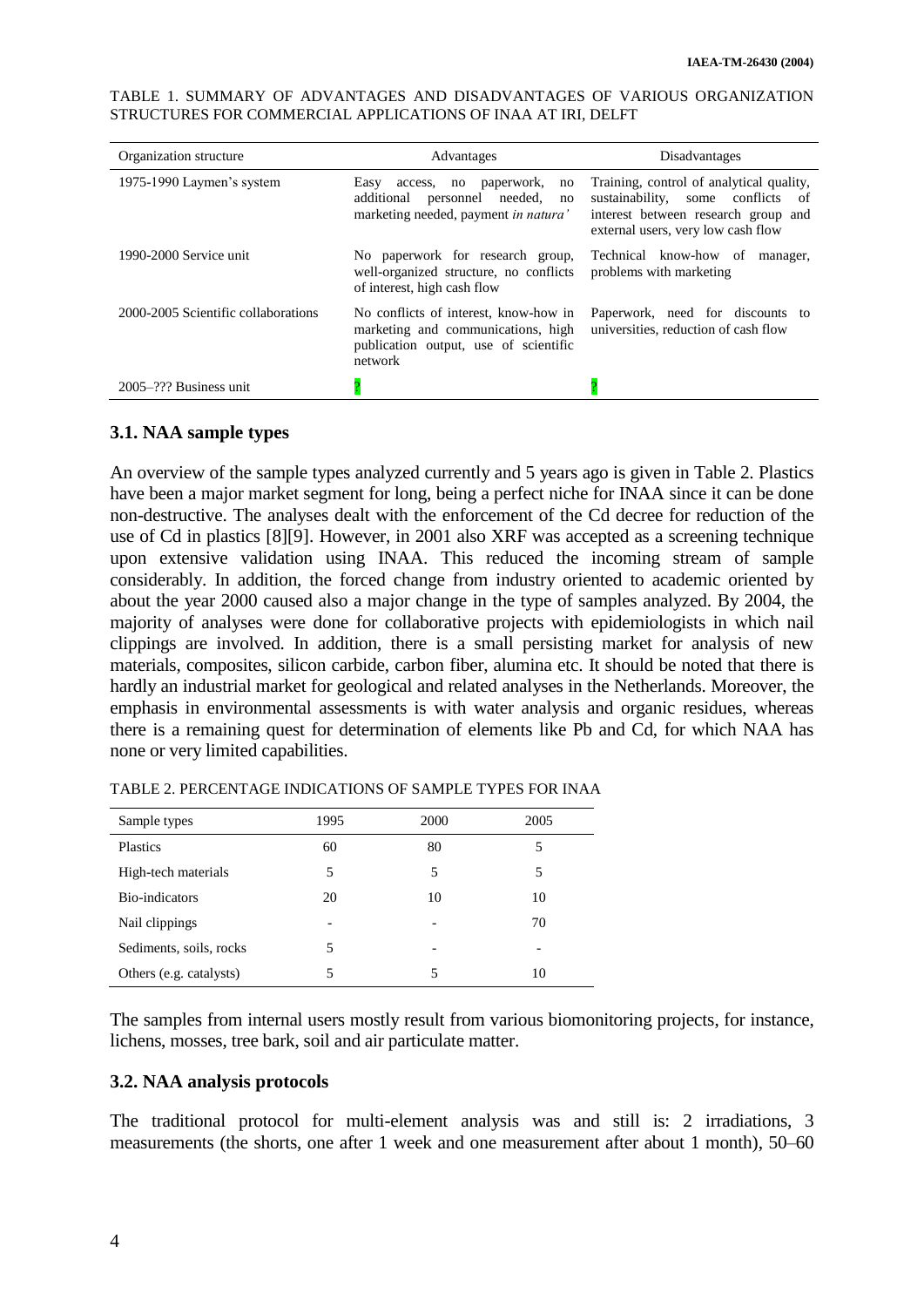TABLE 1. SUMMARY OF ADVANTAGES AND DISADVANTAGES OF VARIOUS ORGANIZATION STRUCTURES FOR COMMERCIAL APPLICATIONS OF INAA AT IRI, DELFT

| Organization structure | Advantages | Disadvantages |
|---|---|---|
| 1975-1990 Laymen's system | Easy access, no paperwork, no additional personnel needed, no marketing needed, payment *in natura'* | Training, control of analytical quality, sustainability, some conflicts of interest between research group and external users, very low cash flow |
| 1990-2000 Service unit | No paperwork for research group, well-organized structure, no conflicts of interest, high cash flow | Technical know-how of manager, problems with marketing |
| 2000-2005 Scientific collaborations | No conflicts of interest, know-how in marketing and communications, high publication output, use of scientific network | Paperwork, need for discounts to universities, reduction of cash flow |
| 2005–??? Business unit | ? | ? |

### 3.1. NAA sample types

An overview of the sample types analyzed currently and 5 years ago is given in Table 2. Plastics have been a major market segment for long, being a perfect niche for INAA since it can be done non-destructive. The analyses dealt with the enforcement of the Cd decree for reduction of the use of Cd in plastics [8][9]. However, in 2001 also XRF was accepted as a screening technique upon extensive validation using INAA. This reduced the incoming stream of sample considerably. In addition, the forced change from industry oriented to academic oriented by about the year 2000 caused also a major change in the type of samples analyzed. By 2004, the majority of analyses were done for collaborative projects with epidemiologists in which nail clippings are involved. In addition, there is a small persisting market for analysis of new materials, composites, silicon carbide, carbon fiber, alumina etc. It should be noted that there is hardly an industrial market for geological and related analyses in the Netherlands. Moreover, the emphasis in environmental assessments is with water analysis and organic residues, whereas there is a remaining quest for determination of elements like Pb and Cd, for which NAA has none or very limited capabilities.

TABLE 2. PERCENTAGE INDICATIONS OF SAMPLE TYPES FOR INAA

| Sample types | 1995 | 2000 | 2005 |
|---|---|---|---|
| Plastics | 60 | 80 | 5 |
| High-tech materials | 5 | 5 | 5 |
| Bio-indicators | 20 | 10 | 10 |
| Nail clippings | - | - | 70 |
| Sediments, soils, rocks | 5 | - | - |
| Others (e.g. catalysts) | 5 | 5 | 10 |

The samples from internal users mostly result from various biomonitoring projects, for instance, lichens, mosses, tree bark, soil and air particulate matter.

### 3.2. NAA analysis protocols

The traditional protocol for multi-element analysis was and still is: 2 irradiations, 3 measurements (the shorts, one after 1 week and one measurement after about 1 month), 50–60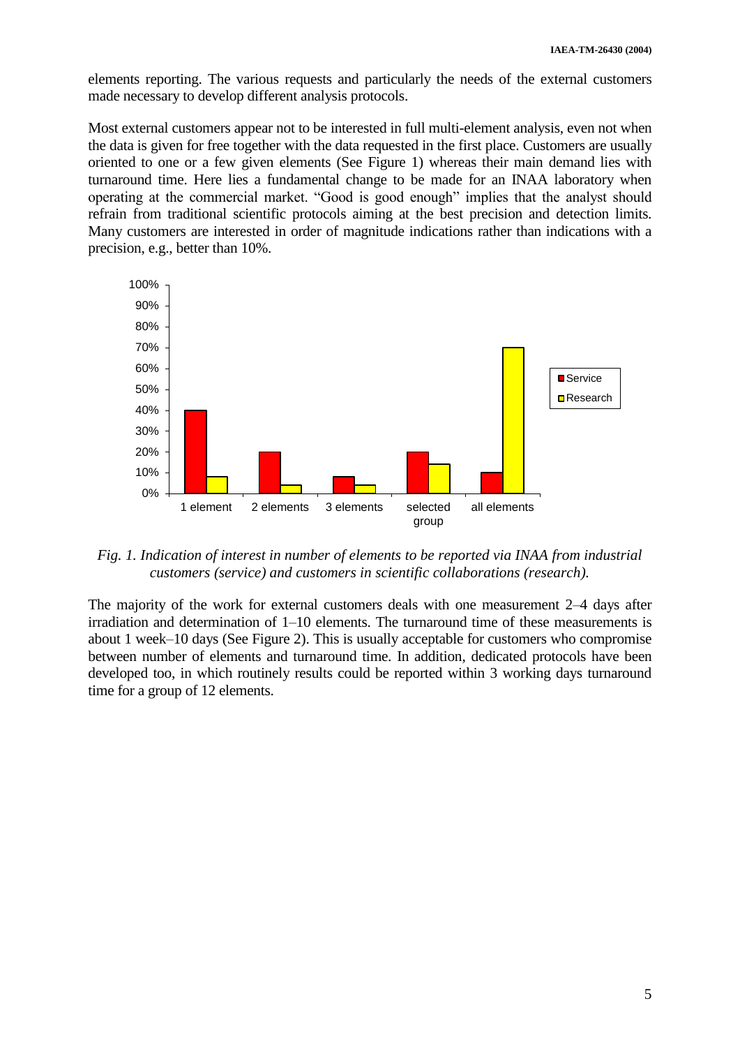elements reporting. The various requests and particularly the needs of the external customers made necessary to develop different analysis protocols.

Most external customers appear not to be interested in full multi-element analysis, even not when the data is given for free together with the data requested in the first place. Customers are usually oriented to one or a few given elements (See Figure 1) whereas their main demand lies with turnaround time. Here lies a fundamental change to be made for an INAA laboratory when operating at the commercial market. "Good is good enough" implies that the analyst should refrain from traditional scientific protocols aiming at the best precision and detection limits. Many customers are interested in order of magnitude indications rather than indications with a precision, e.g., better than 10%.

*Fig. 1. Indication of interest in number of elements to be reported via INAA from industrial customers (service) and customers in scientific collaborations (research).*

The majority of the work for external customers deals with one measurement 2–4 days after irradiation and determination of 1–10 elements. The turnaround time of these measurements is about 1 week–10 days (See Figure 2). This is usually acceptable for customers who compromise between number of elements and turnaround time. In addition, dedicated protocols have been developed too, in which routinely results could be reported within 3 working days turnaround time for a group of 12 elements.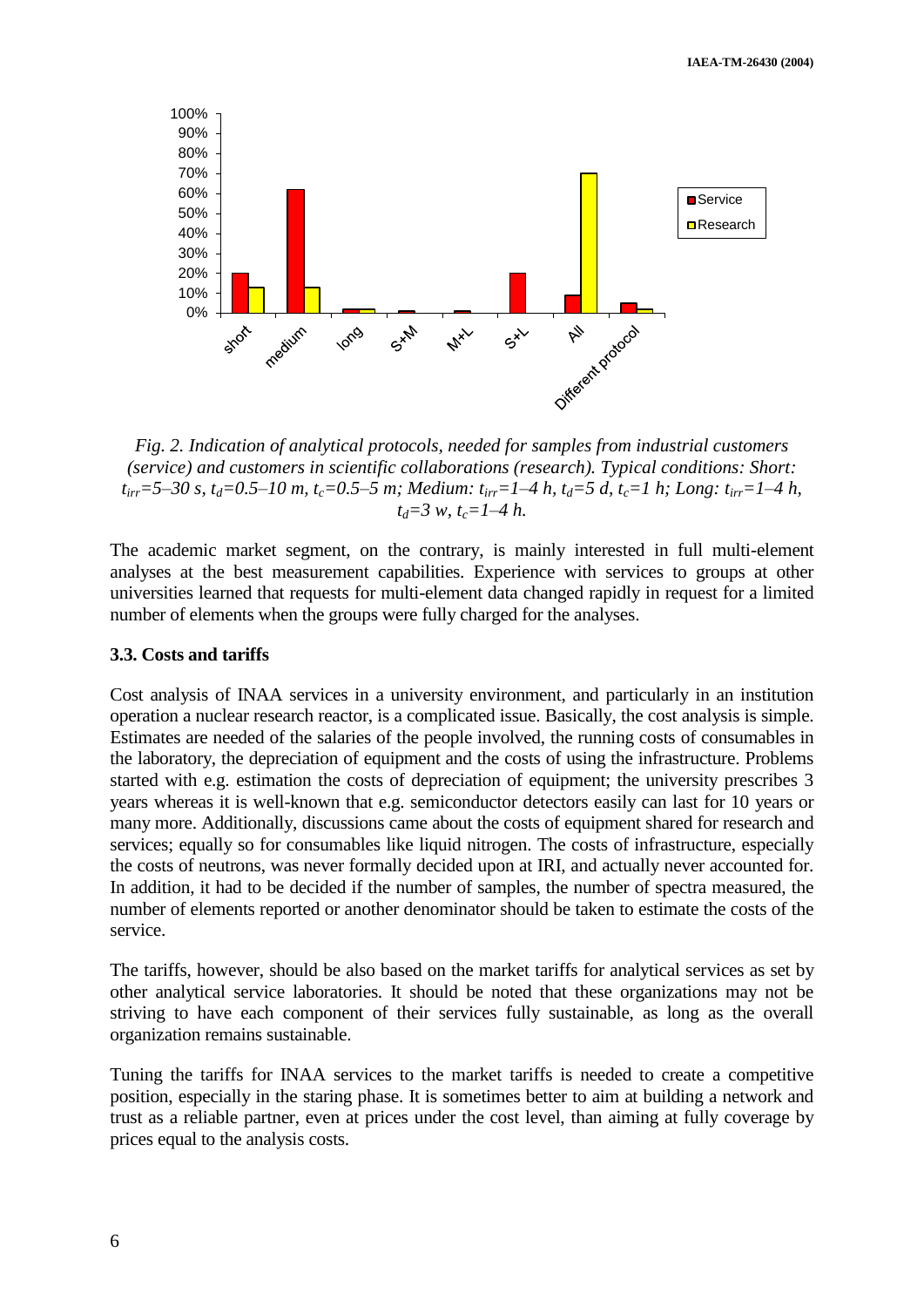*Fig. 2. Indication of analytical protocols, needed for samples from industrial customers (service) and customers in scientific collaborations (research). Typical conditions: Short: $t_{irr}$=5–30 s, $t_d$=0.5–10 m, $t_c$=0.5–5 m; Medium: $t_{irr}$=1–4 h, $t_d$=5 d, $t_c$=1 h; Long: $t_{irr}$=1–4 h, $t_d$=3 w, $t_c$=1–4 h.*

The academic market segment, on the contrary, is mainly interested in full multi-element analyses at the best measurement capabilities. Experience with services to groups at other universities learned that requests for multi-element data changed rapidly in request for a limited number of elements when the groups were fully charged for the analyses.

### 3.3. Costs and tariffs

Cost analysis of INAA services in a university environment, and particularly in an institution operation a nuclear research reactor, is a complicated issue. Basically, the cost analysis is simple. Estimates are needed of the salaries of the people involved, the running costs of consumables in the laboratory, the depreciation of equipment and the costs of using the infrastructure. Problems started with e.g. estimation the costs of depreciation of equipment; the university prescribes 3 years whereas it is well-known that e.g. semiconductor detectors easily can last for 10 years or many more. Additionally, discussions came about the costs of equipment shared for research and services; equally so for consumables like liquid nitrogen. The costs of infrastructure, especially the costs of neutrons, was never formally decided upon at IRI, and actually never accounted for. In addition, it had to be decided if the number of samples, the number of spectra measured, the number of elements reported or another denominator should be taken to estimate the costs of the service.

The tariffs, however, should be also based on the market tariffs for analytical services as set by other analytical service laboratories. It should be noted that these organizations may not be striving to have each component of their services fully sustainable, as long as the overall organization remains sustainable.

Tuning the tariffs for INAA services to the market tariffs is needed to create a competitive position, especially in the staring phase. It is sometimes better to aim at building a network and trust as a reliable partner, even at prices under the cost level, than aiming at fully coverage by prices equal to the analysis costs.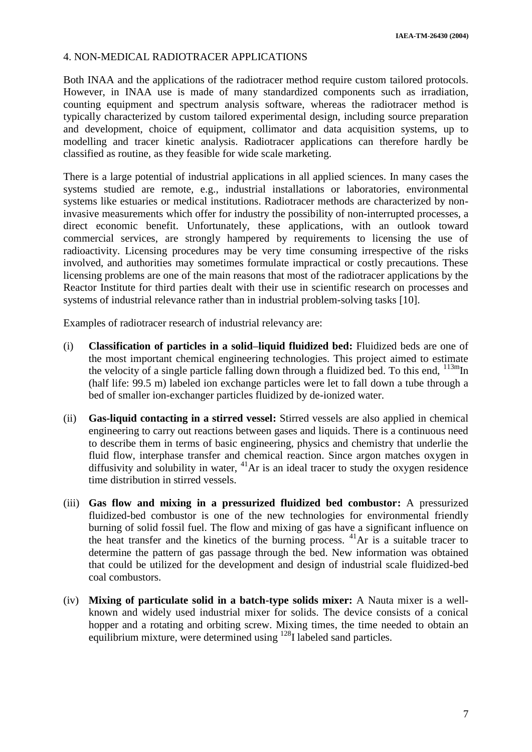## 4. NON-MEDICAL RADIOTRACER APPLICATIONS

Both INAA and the applications of the radiotracer method require custom tailored protocols. However, in INAA use is made of many standardized components such as irradiation, counting equipment and spectrum analysis software, whereas the radiotracer method is typically characterized by custom tailored experimental design, including source preparation and development, choice of equipment, collimator and data acquisition systems, up to modelling and tracer kinetic analysis. Radiotracer applications can therefore hardly be classified as routine, as they feasible for wide scale marketing.

There is a large potential of industrial applications in all applied sciences. In many cases the systems studied are remote, e.g., industrial installations or laboratories, environmental systems like estuaries or medical institutions. Radiotracer methods are characterized by non-invasive measurements which offer for industry the possibility of non-interrupted processes, a direct economic benefit. Unfortunately, these applications, with an outlook toward commercial services, are strongly hampered by requirements to licensing the use of radioactivity. Licensing procedures may be very time consuming irrespective of the risks involved, and authorities may sometimes formulate impractical or costly precautions. These licensing problems are one of the main reasons that most of the radiotracer applications by the Reactor Institute for third parties dealt with their use in scientific research on processes and systems of industrial relevance rather than in industrial problem-solving tasks [10].

Examples of radiotracer research of industrial relevancy are:

(i) **Classification of particles in a solid–liquid fluidized bed:** Fluidized beds are one of the most important chemical engineering technologies. This project aimed to estimate the velocity of a single particle falling down through a fluidized bed. To this end, $^{113m}$In (half life: 99.5 m) labeled ion exchange particles were let to fall down a tube through a bed of smaller ion-exchanger particles fluidized by de-ionized water.

(ii) **Gas-liquid contacting in a stirred vessel:** Stirred vessels are also applied in chemical engineering to carry out reactions between gases and liquids. There is a continuous need to describe them in terms of basic engineering, physics and chemistry that underlie the fluid flow, interphase transfer and chemical reaction. Since argon matches oxygen in diffusivity and solubility in water, $^{41}$Ar is an ideal tracer to study the oxygen residence time distribution in stirred vessels.

(iii) **Gas flow and mixing in a pressurized fluidized bed combustor:** A pressurized fluidized-bed combustor is one of the new technologies for environmental friendly burning of solid fossil fuel. The flow and mixing of gas have a significant influence on the heat transfer and the kinetics of the burning process. $^{41}$Ar is a suitable tracer to determine the pattern of gas passage through the bed. New information was obtained that could be utilized for the development and design of industrial scale fluidized-bed coal combustors.

(iv) **Mixing of particulate solid in a batch-type solids mixer:** A Nauta mixer is a well-known and widely used industrial mixer for solids. The device consists of a conical hopper and a rotating and orbiting screw. Mixing times, the time needed to obtain an equilibrium mixture, were determined using $^{128}$I labeled sand particles.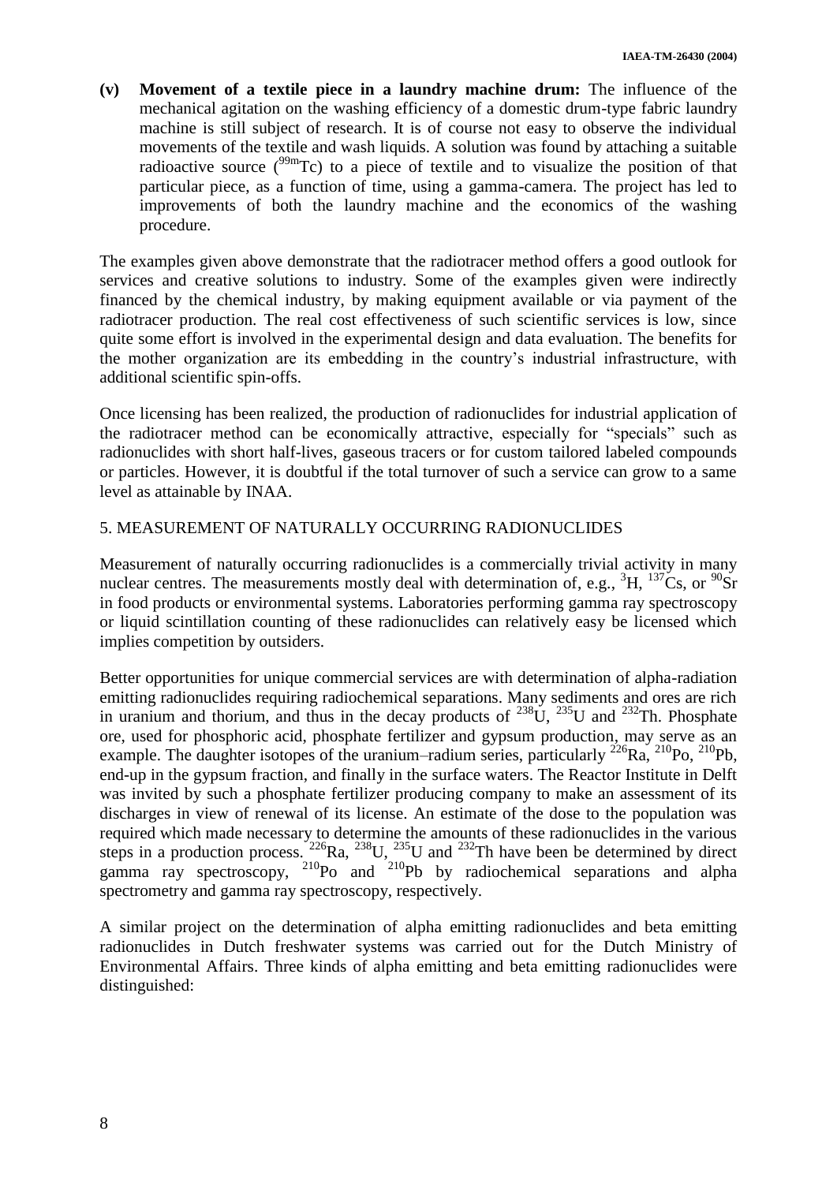**(v) Movement of a textile piece in a laundry machine drum:** The influence of the mechanical agitation on the washing efficiency of a domestic drum-type fabric laundry machine is still subject of research. It is of course not easy to observe the individual movements of the textile and wash liquids. A solution was found by attaching a suitable radioactive source ($^{99m}$Tc) to a piece of textile and to visualize the position of that particular piece, as a function of time, using a gamma-camera. The project has led to improvements of both the laundry machine and the economics of the washing procedure.

The examples given above demonstrate that the radiotracer method offers a good outlook for services and creative solutions to industry. Some of the examples given were indirectly financed by the chemical industry, by making equipment available or via payment of the radiotracer production. The real cost effectiveness of such scientific services is low, since quite some effort is involved in the experimental design and data evaluation. The benefits for the mother organization are its embedding in the country's industrial infrastructure, with additional scientific spin-offs.

Once licensing has been realized, the production of radionuclides for industrial application of the radiotracer method can be economically attractive, especially for "specials" such as radionuclides with short half-lives, gaseous tracers or for custom tailored labeled compounds or particles. However, it is doubtful if the total turnover of such a service can grow to a same level as attainable by INAA.

## 5. MEASUREMENT OF NATURALLY OCCURRING RADIONUCLIDES

Measurement of naturally occurring radionuclides is a commercially trivial activity in many nuclear centres. The measurements mostly deal with determination of, e.g., $^{3}$H, $^{137}$Cs, or $^{90}$Sr in food products or environmental systems. Laboratories performing gamma ray spectroscopy or liquid scintillation counting of these radionuclides can relatively easy be licensed which implies competition by outsiders.

Better opportunities for unique commercial services are with determination of alpha-radiation emitting radionuclides requiring radiochemical separations. Many sediments and ores are rich in uranium and thorium, and thus in the decay products of $^{238}$U, $^{235}$U and $^{232}$Th. Phosphate ore, used for phosphoric acid, phosphate fertilizer and gypsum production, may serve as an example. The daughter isotopes of the uranium–radium series, particularly $^{226}$Ra, $^{210}$Po, $^{210}$Pb, end-up in the gypsum fraction, and finally in the surface waters. The Reactor Institute in Delft was invited by such a phosphate fertilizer producing company to make an assessment of its discharges in view of renewal of its license. An estimate of the dose to the population was required which made necessary to determine the amounts of these radionuclides in the various steps in a production process. $^{226}$Ra, $^{238}$U, $^{235}$U and $^{232}$Th have been be determined by direct gamma ray spectroscopy, $^{210}$Po and $^{210}$Pb by radiochemical separations and alpha spectrometry and gamma ray spectroscopy, respectively.

A similar project on the determination of alpha emitting radionuclides and beta emitting radionuclides in Dutch freshwater systems was carried out for the Dutch Ministry of Environmental Affairs. Three kinds of alpha emitting and beta emitting radionuclides were distinguished: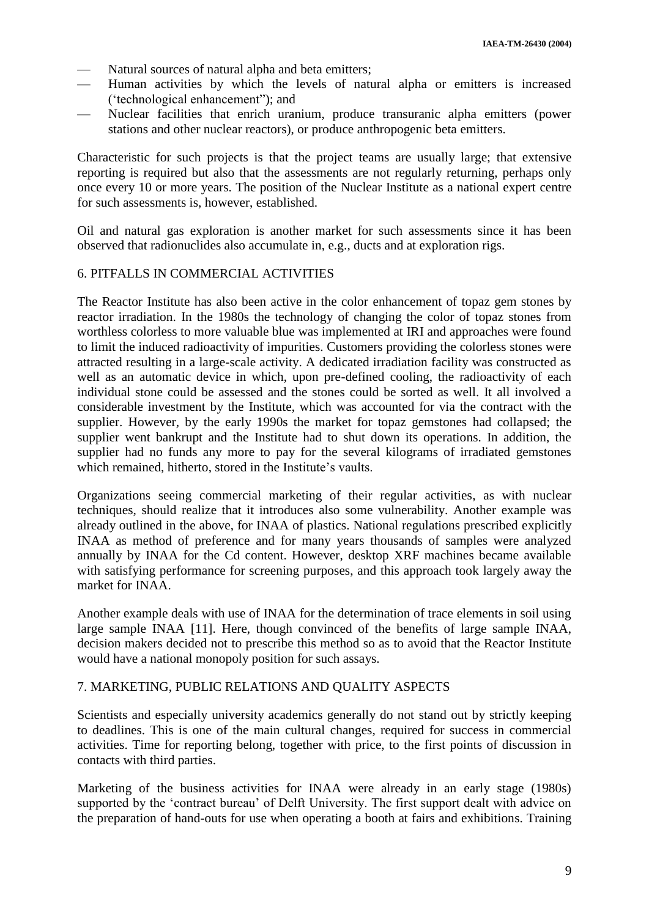- Natural sources of natural alpha and beta emitters;
- Human activities by which the levels of natural alpha or emitters is increased ('technological enhancement"); and
- Nuclear facilities that enrich uranium, produce transuranic alpha emitters (power stations and other nuclear reactors), or produce anthropogenic beta emitters.

Characteristic for such projects is that the project teams are usually large; that extensive reporting is required but also that the assessments are not regularly returning, perhaps only once every 10 or more years. The position of the Nuclear Institute as a national expert centre for such assessments is, however, established.

Oil and natural gas exploration is another market for such assessments since it has been observed that radionuclides also accumulate in, e.g., ducts and at exploration rigs.

## 6. PITFALLS IN COMMERCIAL ACTIVITIES

The Reactor Institute has also been active in the color enhancement of topaz gem stones by reactor irradiation. In the 1980s the technology of changing the color of topaz stones from worthless colorless to more valuable blue was implemented at IRI and approaches were found to limit the induced radioactivity of impurities. Customers providing the colorless stones were attracted resulting in a large-scale activity. A dedicated irradiation facility was constructed as well as an automatic device in which, upon pre-defined cooling, the radioactivity of each individual stone could be assessed and the stones could be sorted as well. It all involved a considerable investment by the Institute, which was accounted for via the contract with the supplier. However, by the early 1990s the market for topaz gemstones had collapsed; the supplier went bankrupt and the Institute had to shut down its operations. In addition, the supplier had no funds any more to pay for the several kilograms of irradiated gemstones which remained, hitherto, stored in the Institute's vaults.

Organizations seeing commercial marketing of their regular activities, as with nuclear techniques, should realize that it introduces also some vulnerability. Another example was already outlined in the above, for INAA of plastics. National regulations prescribed explicitly INAA as method of preference and for many years thousands of samples were analyzed annually by INAA for the Cd content. However, desktop XRF machines became available with satisfying performance for screening purposes, and this approach took largely away the market for INAA.

Another example deals with use of INAA for the determination of trace elements in soil using large sample INAA [11]. Here, though convinced of the benefits of large sample INAA, decision makers decided not to prescribe this method so as to avoid that the Reactor Institute would have a national monopoly position for such assays.

## 7. MARKETING, PUBLIC RELATIONS AND QUALITY ASPECTS

Scientists and especially university academics generally do not stand out by strictly keeping to deadlines. This is one of the main cultural changes, required for success in commercial activities. Time for reporting belong, together with price, to the first points of discussion in contacts with third parties.

Marketing of the business activities for INAA were already in an early stage (1980s) supported by the 'contract bureau' of Delft University. The first support dealt with advice on the preparation of hand-outs for use when operating a booth at fairs and exhibitions. Training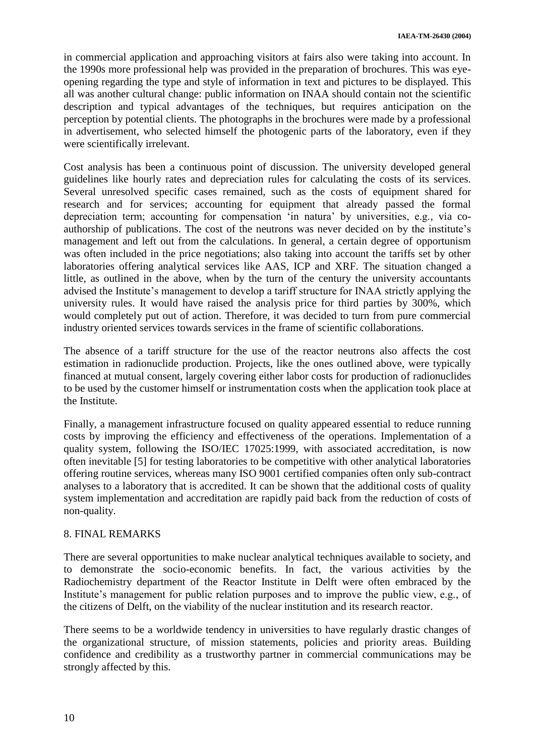in commercial application and approaching visitors at fairs also were taking into account. In the 1990s more professional help was provided in the preparation of brochures. This was eye-opening regarding the type and style of information in text and pictures to be displayed. This all was another cultural change: public information on INAA should contain not the scientific description and typical advantages of the techniques, but requires anticipation on the perception by potential clients. The photographs in the brochures were made by a professional in advertisement, who selected himself the photogenic parts of the laboratory, even if they were scientifically irrelevant.

Cost analysis has been a continuous point of discussion. The university developed general guidelines like hourly rates and depreciation rules for calculating the costs of its services. Several unresolved specific cases remained, such as the costs of equipment shared for research and for services; accounting for equipment that already passed the formal depreciation term; accounting for compensation 'in natura' by universities, e.g., via co-authorship of publications. The cost of the neutrons was never decided on by the institute's management and left out from the calculations. In general, a certain degree of opportunism was often included in the price negotiations; also taking into account the tariffs set by other laboratories offering analytical services like AAS, ICP and XRF. The situation changed a little, as outlined in the above, when by the turn of the century the university accountants advised the Institute's management to develop a tariff structure for INAA strictly applying the university rules. It would have raised the analysis price for third parties by 300%, which would completely put out of action. Therefore, it was decided to turn from pure commercial industry oriented services towards services in the frame of scientific collaborations.

The absence of a tariff structure for the use of the reactor neutrons also affects the cost estimation in radionuclide production. Projects, like the ones outlined above, were typically financed at mutual consent, largely covering either labor costs for production of radionuclides to be used by the customer himself or instrumentation costs when the application took place at the Institute.

Finally, a management infrastructure focused on quality appeared essential to reduce running costs by improving the efficiency and effectiveness of the operations. Implementation of a quality system, following the ISO/IEC 17025:1999, with associated accreditation, is now often inevitable [5] for testing laboratories to be competitive with other analytical laboratories offering routine services, whereas many ISO 9001 certified companies often only sub-contract analyses to a laboratory that is accredited. It can be shown that the additional costs of quality system implementation and accreditation are rapidly paid back from the reduction of costs of non-quality.

## 8. FINAL REMARKS

There are several opportunities to make nuclear analytical techniques available to society, and to demonstrate the socio-economic benefits. In fact, the various activities by the Radiochemistry department of the Reactor Institute in Delft were often embraced by the Institute's management for public relation purposes and to improve the public view, e.g., of the citizens of Delft, on the viability of the nuclear institution and its research reactor.

There seems to be a worldwide tendency in universities to have regularly drastic changes of the organizational structure, of mission statements, policies and priority areas. Building confidence and credibility as a trustworthy partner in commercial communications may be strongly affected by this.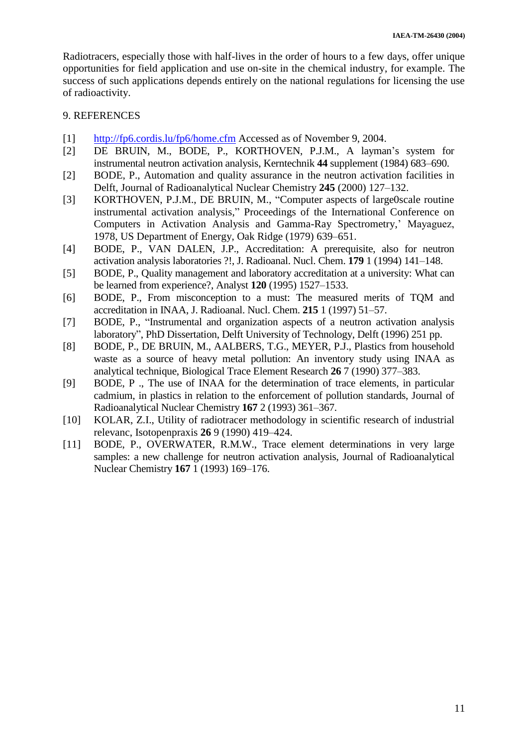Radiotracers, especially those with half-lives in the order of hours to a few days, offer unique opportunities for field application and use on-site in the chemical industry, for example. The success of such applications depends entirely on the national regulations for licensing the use of radioactivity.

## 9. REFERENCES

[1] http://fp6.cordis.lu/fp6/home.cfm Accessed as of November 9, 2004.

[2] DE BRUIN, M., BODE, P., KORTHOVEN, P.J.M., A layman's system for instrumental neutron activation analysis, Kerntechnik **44** supplement (1984) 683–690.

[2] BODE, P., Automation and quality assurance in the neutron activation facilities in Delft, Journal of Radioanalytical Nuclear Chemistry **245** (2000) 127–132.

[3] KORTHOVEN, P.J.M., DE BRUIN, M., "Computer aspects of large0scale routine instrumental activation analysis," Proceedings of the International Conference on Computers in Activation Analysis and Gamma-Ray Spectrometry,' Mayaguez, 1978, US Department of Energy, Oak Ridge (1979) 639–651.

[4] BODE, P., VAN DALEN, J.P., Accreditation: A prerequisite, also for neutron activation analysis laboratories ?!, J. Radioanal. Nucl. Chem. **179** 1 (1994) 141–148.

[5] BODE, P., Quality management and laboratory accreditation at a university: What can be learned from experience?, Analyst **120** (1995) 1527–1533.

[6] BODE, P., From misconception to a must: The measured merits of TQM and accreditation in INAA, J. Radioanal. Nucl. Chem. **215** 1 (1997) 51–57.

[7] BODE, P., "Instrumental and organization aspects of a neutron activation analysis laboratory", PhD Dissertation, Delft University of Technology, Delft (1996) 251 pp.

[8] BODE, P., DE BRUIN, M., AALBERS, T.G., MEYER, P.J., Plastics from household waste as a source of heavy metal pollution: An inventory study using INAA as analytical technique, Biological Trace Element Research **26** 7 (1990) 377–383.

[9] BODE, P ., The use of INAA for the determination of trace elements, in particular cadmium, in plastics in relation to the enforcement of pollution standards, Journal of Radioanalytical Nuclear Chemistry **167** 2 (1993) 361–367.

[10] KOLAR, Z.I., Utility of radiotracer methodology in scientific research of industrial relevanc, Isotopenpraxis **26** 9 (1990) 419–424.

[11] BODE, P., OVERWATER, R.M.W., Trace element determinations in very large samples: a new challenge for neutron activation analysis, Journal of Radioanalytical Nuclear Chemistry **167** 1 (1993) 169–176.